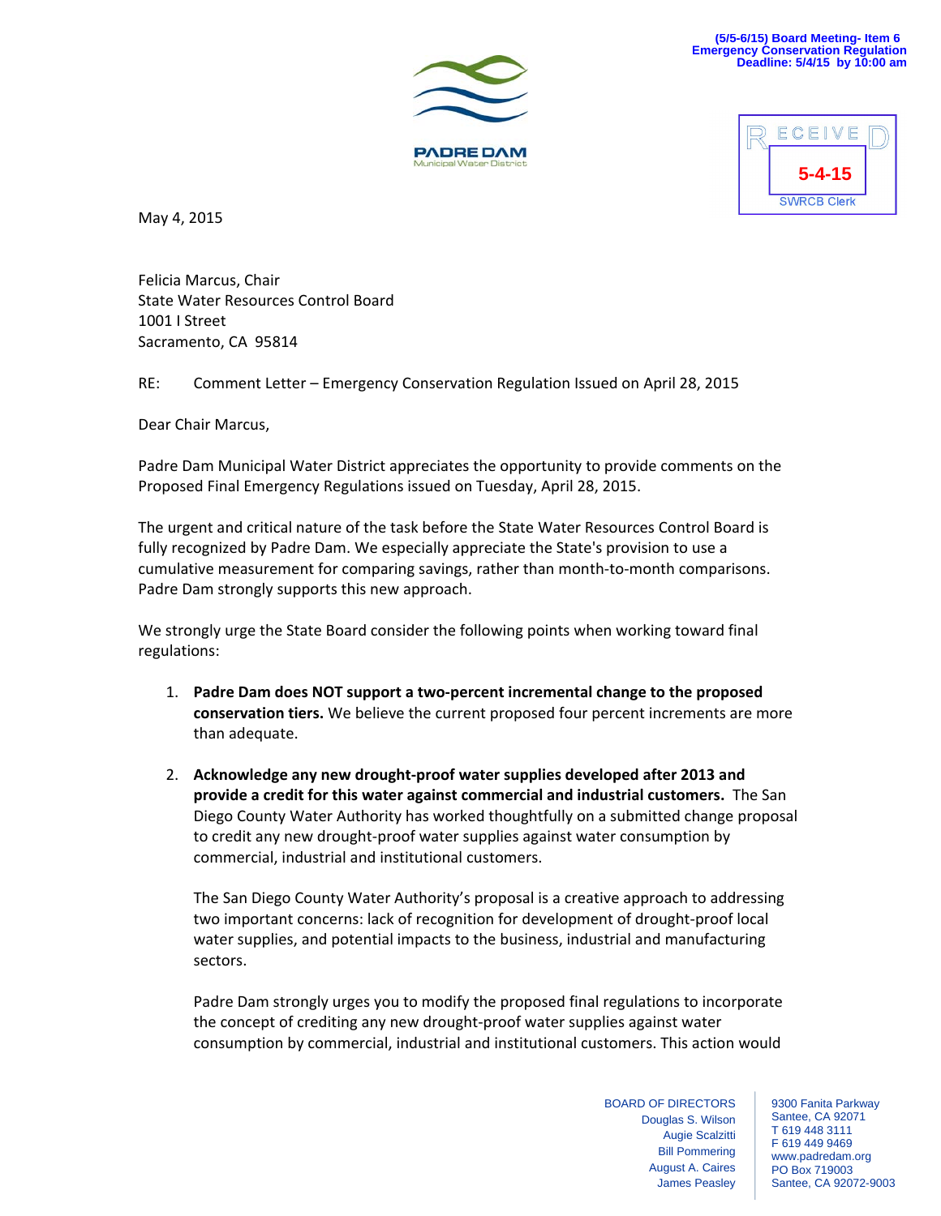(5/5-6/15) Board Meeting- Item 6
Emergency Conservation Regulation
Deadline: 5/4/15 by 10:00 am

PADRE DAM
Municipal Water District

RECEIVED
5-4-15
SWRCB Clerk

May 4, 2015

Felicia Marcus, Chair
State Water Resources Control Board
1001 I Street
Sacramento, CA 95814

RE: Comment Letter – Emergency Conservation Regulation Issued on April 28, 2015

Dear Chair Marcus,

Padre Dam Municipal Water District appreciates the opportunity to provide comments on the Proposed Final Emergency Regulations issued on Tuesday, April 28, 2015.

The urgent and critical nature of the task before the State Water Resources Control Board is fully recognized by Padre Dam. We especially appreciate the State's provision to use a cumulative measurement for comparing savings, rather than month-to-month comparisons. Padre Dam strongly supports this new approach.

We strongly urge the State Board consider the following points when working toward final regulations:

1. **Padre Dam does NOT support a two-percent incremental change to the proposed conservation tiers.** We believe the current proposed four percent increments are more than adequate.

2. **Acknowledge any new drought-proof water supplies developed after 2013 and provide a credit for this water against commercial and industrial customers.** The San Diego County Water Authority has worked thoughtfully on a submitted change proposal to credit any new drought-proof water supplies against water consumption by commercial, industrial and institutional customers.

   The San Diego County Water Authority's proposal is a creative approach to addressing two important concerns: lack of recognition for development of drought-proof local water supplies, and potential impacts to the business, industrial and manufacturing sectors.

   Padre Dam strongly urges you to modify the proposed final regulations to incorporate the concept of crediting any new drought-proof water supplies against water consumption by commercial, industrial and institutional customers. This action would

BOARD OF DIRECTORS
Douglas S. Wilson
Augie Scalzitti
Bill Pommering
August A. Caires
James Peasley

9300 Fanita Parkway
Santee, CA 92071
T 619 448 3111
F 619 449 9469
www.padredam.org
PO Box 719003
Santee, CA 92072-9003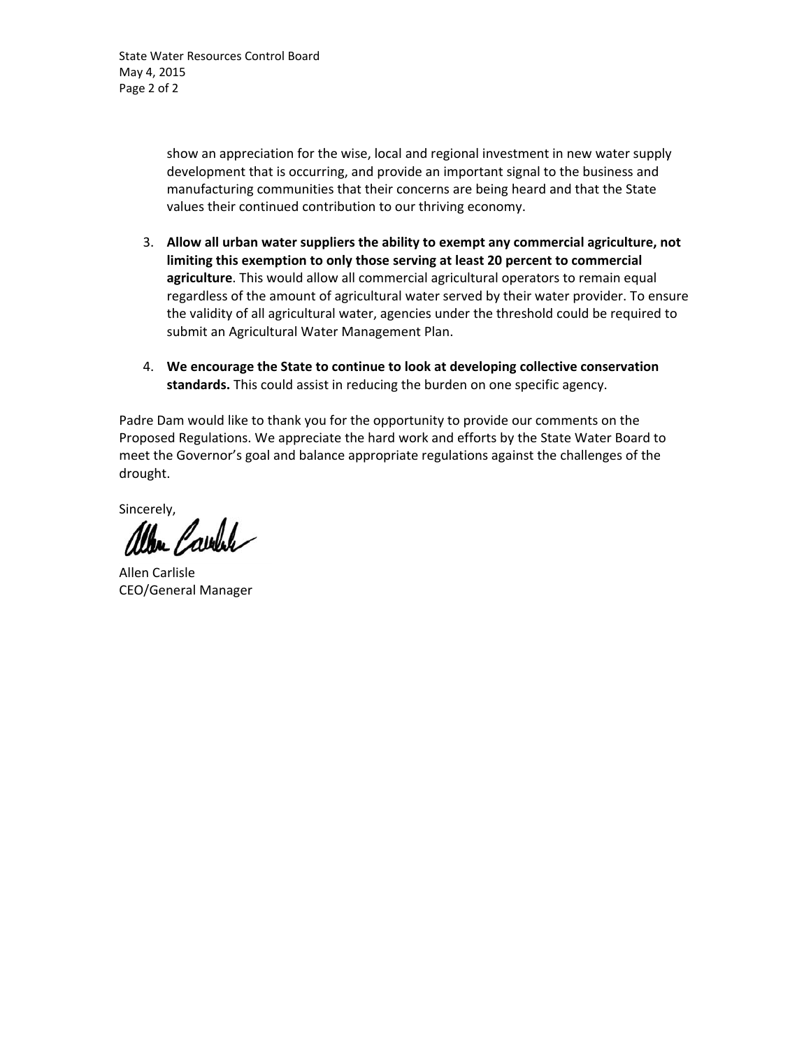show an appreciation for the wise, local and regional investment in new water supply development that is occurring, and provide an important signal to the business and manufacturing communities that their concerns are being heard and that the State values their continued contribution to our thriving economy.

3. **Allow all urban water suppliers the ability to exempt any commercial agriculture, not limiting this exemption to only those serving at least 20 percent to commercial agriculture**. This would allow all commercial agricultural operators to remain equal regardless of the amount of agricultural water served by their water provider. To ensure the validity of all agricultural water, agencies under the threshold could be required to submit an Agricultural Water Management Plan.

4. **We encourage the State to continue to look at developing collective conservation standards.** This could assist in reducing the burden on one specific agency.

Padre Dam would like to thank you for the opportunity to provide our comments on the Proposed Regulations. We appreciate the hard work and efforts by the State Water Board to meet the Governor's goal and balance appropriate regulations against the challenges of the drought.

Sincerely,

Allen Carlisle
CEO/General Manager